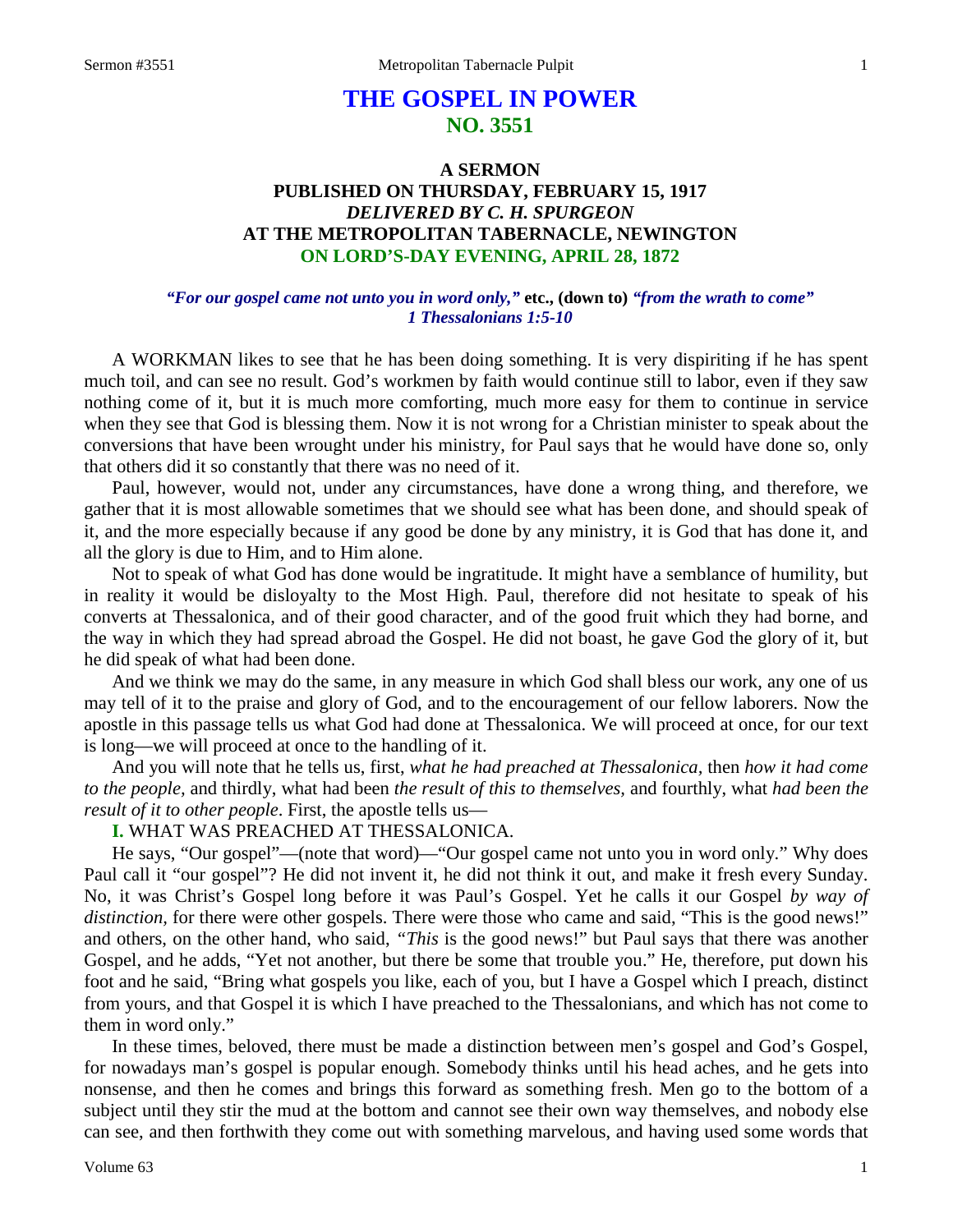# THE GOSPEL IN POWER
## NO. 3551

### A SERMON
### PUBLISHED ON THURSDAY, FEBRUARY 15, 1917
### *DELIVERED BY C. H. SPURGEON*
### AT THE METROPOLITAN TABERNACLE, NEWINGTON
### ON LORD'S-DAY EVENING, APRIL 28, 1872

*"For our gospel came not unto you in word only,"* **etc., (down to)** *"from the wrath to come"*
*1 Thessalonians 1:5-10*

A WORKMAN likes to see that he has been doing something. It is very dispiriting if he has spent much toil, and can see no result. God's workmen by faith would continue still to labor, even if they saw nothing come of it, but it is much more comforting, much more easy for them to continue in service when they see that God is blessing them. Now it is not wrong for a Christian minister to speak about the conversions that have been wrought under his ministry, for Paul says that he would have done so, only that others did it so constantly that there was no need of it.

Paul, however, would not, under any circumstances, have done a wrong thing, and therefore, we gather that it is most allowable sometimes that we should see what has been done, and should speak of it, and the more especially because if any good be done by any ministry, it is God that has done it, and all the glory is due to Him, and to Him alone.

Not to speak of what God has done would be ingratitude. It might have a semblance of humility, but in reality it would be disloyalty to the Most High. Paul, therefore did not hesitate to speak of his converts at Thessalonica, and of their good character, and of the good fruit which they had borne, and the way in which they had spread abroad the Gospel. He did not boast, he gave God the glory of it, but he did speak of what had been done.

And we think we may do the same, in any measure in which God shall bless our work, any one of us may tell of it to the praise and glory of God, and to the encouragement of our fellow laborers. Now the apostle in this passage tells us what God had done at Thessalonica. We will proceed at once, for our text is long—we will proceed at once to the handling of it.

And you will note that he tells us, first, *what he had preached at Thessalonica,* then *how it had come to the people,* and thirdly, what had been *the result of this to themselves,* and fourthly, what *had been the result of it to other people*. First, the apostle tells us—

**I.** WHAT WAS PREACHED AT THESSALONICA.

He says, "Our gospel"—(note that word)—"Our gospel came not unto you in word only." Why does Paul call it "our gospel"? He did not invent it, he did not think it out, and make it fresh every Sunday. No, it was Christ's Gospel long before it was Paul's Gospel. Yet he calls it our Gospel *by way of distinction,* for there were other gospels. There were those who came and said, "This is the good news!" and others, on the other hand, who said, *"This* is the good news!" but Paul says that there was another Gospel, and he adds, "Yet not another, but there be some that trouble you." He, therefore, put down his foot and he said, "Bring what gospels you like, each of you, but I have a Gospel which I preach, distinct from yours, and that Gospel it is which I have preached to the Thessalonians, and which has not come to them in word only."

In these times, beloved, there must be made a distinction between men's gospel and God's Gospel, for nowadays man's gospel is popular enough. Somebody thinks until his head aches, and he gets into nonsense, and then he comes and brings this forward as something fresh. Men go to the bottom of a subject until they stir the mud at the bottom and cannot see their own way themselves, and nobody else can see, and then forthwith they come out with something marvelous, and having used some words that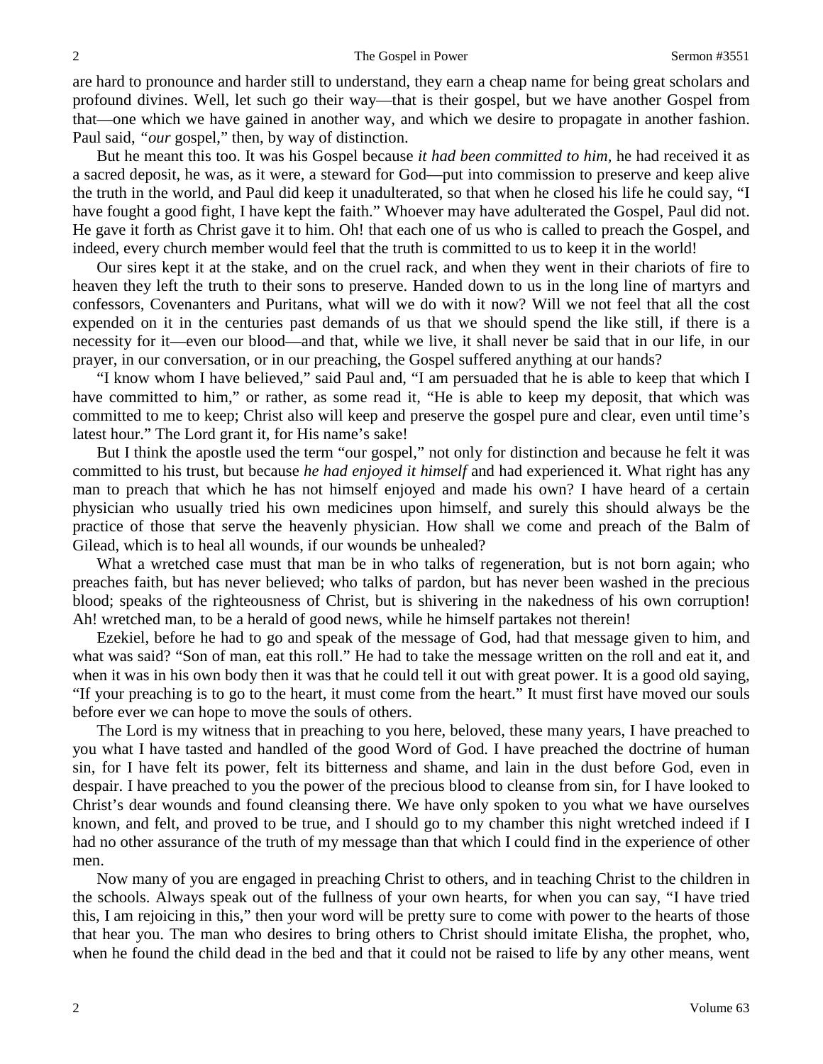are hard to pronounce and harder still to understand, they earn a cheap name for being great scholars and profound divines. Well, let such go their way—that is their gospel, but we have another Gospel from that—one which we have gained in another way, and which we desire to propagate in another fashion. Paul said, *"our* gospel," then, by way of distinction.

But he meant this too. It was his Gospel because *it had been committed to him,* he had received it as a sacred deposit, he was, as it were, a steward for God—put into commission to preserve and keep alive the truth in the world, and Paul did keep it unadulterated, so that when he closed his life he could say, "I have fought a good fight, I have kept the faith." Whoever may have adulterated the Gospel, Paul did not. He gave it forth as Christ gave it to him. Oh! that each one of us who is called to preach the Gospel, and indeed, every church member would feel that the truth is committed to us to keep it in the world!

Our sires kept it at the stake, and on the cruel rack, and when they went in their chariots of fire to heaven they left the truth to their sons to preserve. Handed down to us in the long line of martyrs and confessors, Covenanters and Puritans, what will we do with it now? Will we not feel that all the cost expended on it in the centuries past demands of us that we should spend the like still, if there is a necessity for it—even our blood—and that, while we live, it shall never be said that in our life, in our prayer, in our conversation, or in our preaching, the Gospel suffered anything at our hands?

"I know whom I have believed," said Paul and, "I am persuaded that he is able to keep that which I have committed to him," or rather, as some read it, "He is able to keep my deposit, that which was committed to me to keep; Christ also will keep and preserve the gospel pure and clear, even until time's latest hour." The Lord grant it, for His name's sake!

But I think the apostle used the term "our gospel," not only for distinction and because he felt it was committed to his trust, but because *he had enjoyed it himself* and had experienced it. What right has any man to preach that which he has not himself enjoyed and made his own? I have heard of a certain physician who usually tried his own medicines upon himself, and surely this should always be the practice of those that serve the heavenly physician. How shall we come and preach of the Balm of Gilead, which is to heal all wounds, if our wounds be unhealed?

What a wretched case must that man be in who talks of regeneration, but is not born again; who preaches faith, but has never believed; who talks of pardon, but has never been washed in the precious blood; speaks of the righteousness of Christ, but is shivering in the nakedness of his own corruption! Ah! wretched man, to be a herald of good news, while he himself partakes not therein!

Ezekiel, before he had to go and speak of the message of God, had that message given to him, and what was said? "Son of man, eat this roll." He had to take the message written on the roll and eat it, and when it was in his own body then it was that he could tell it out with great power. It is a good old saying, "If your preaching is to go to the heart, it must come from the heart." It must first have moved our souls before ever we can hope to move the souls of others.

The Lord is my witness that in preaching to you here, beloved, these many years, I have preached to you what I have tasted and handled of the good Word of God. I have preached the doctrine of human sin, for I have felt its power, felt its bitterness and shame, and lain in the dust before God, even in despair. I have preached to you the power of the precious blood to cleanse from sin, for I have looked to Christ's dear wounds and found cleansing there. We have only spoken to you what we have ourselves known, and felt, and proved to be true, and I should go to my chamber this night wretched indeed if I had no other assurance of the truth of my message than that which I could find in the experience of other men.

Now many of you are engaged in preaching Christ to others, and in teaching Christ to the children in the schools. Always speak out of the fullness of your own hearts, for when you can say, "I have tried this, I am rejoicing in this," then your word will be pretty sure to come with power to the hearts of those that hear you. The man who desires to bring others to Christ should imitate Elisha, the prophet, who, when he found the child dead in the bed and that it could not be raised to life by any other means, went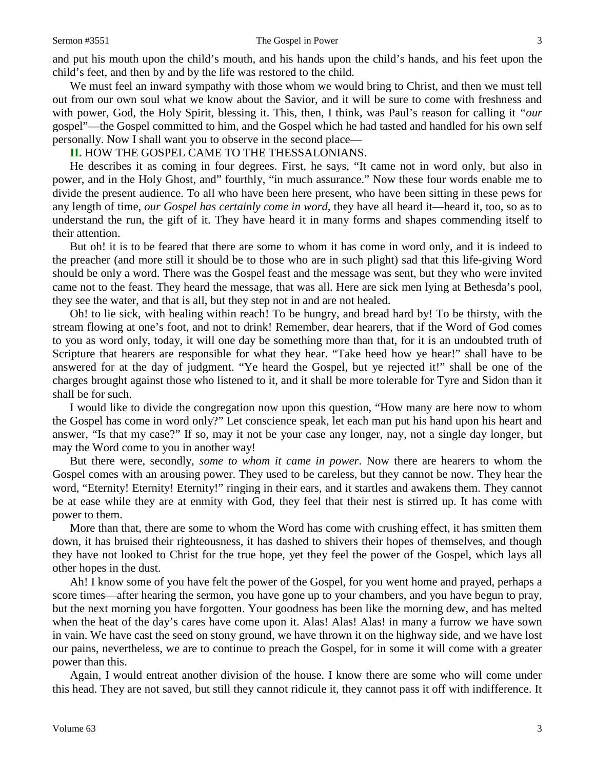and put his mouth upon the child's mouth, and his hands upon the child's hands, and his feet upon the child's feet, and then by and by the life was restored to the child.

We must feel an inward sympathy with those whom we would bring to Christ, and then we must tell out from our own soul what we know about the Savior, and it will be sure to come with freshness and with power, God, the Holy Spirit, blessing it. This, then, I think, was Paul's reason for calling it *"our* gospel"—the Gospel committed to him, and the Gospel which he had tasted and handled for his own self personally. Now I shall want you to observe in the second place—

**II.** HOW THE GOSPEL CAME TO THE THESSALONIANS.

He describes it as coming in four degrees. First, he says, "It came not in word only, but also in power, and in the Holy Ghost, and" fourthly, "in much assurance." Now these four words enable me to divide the present audience. To all who have been here present, who have been sitting in these pews for any length of time, *our Gospel has certainly come in word,* they have all heard it—heard it, too, so as to understand the run, the gift of it. They have heard it in many forms and shapes commending itself to their attention.

But oh! it is to be feared that there are some to whom it has come in word only, and it is indeed to the preacher (and more still it should be to those who are in such plight) sad that this life-giving Word should be only a word. There was the Gospel feast and the message was sent, but they who were invited came not to the feast. They heard the message, that was all. Here are sick men lying at Bethesda's pool, they see the water, and that is all, but they step not in and are not healed.

Oh! to lie sick, with healing within reach! To be hungry, and bread hard by! To be thirsty, with the stream flowing at one's foot, and not to drink! Remember, dear hearers, that if the Word of God comes to you as word only, today, it will one day be something more than that, for it is an undoubted truth of Scripture that hearers are responsible for what they hear. "Take heed how ye hear!" shall have to be answered for at the day of judgment. "Ye heard the Gospel, but ye rejected it!" shall be one of the charges brought against those who listened to it, and it shall be more tolerable for Tyre and Sidon than it shall be for such.

I would like to divide the congregation now upon this question, "How many are here now to whom the Gospel has come in word only?" Let conscience speak, let each man put his hand upon his heart and answer, "Is that my case?" If so, may it not be your case any longer, nay, not a single day longer, but may the Word come to you in another way!

But there were, secondly, *some to whom it came in power*. Now there are hearers to whom the Gospel comes with an arousing power. They used to be careless, but they cannot be now. They hear the word, "Eternity! Eternity! Eternity!" ringing in their ears, and it startles and awakens them. They cannot be at ease while they are at enmity with God, they feel that their nest is stirred up. It has come with power to them.

More than that, there are some to whom the Word has come with crushing effect, it has smitten them down, it has bruised their righteousness, it has dashed to shivers their hopes of themselves, and though they have not looked to Christ for the true hope, yet they feel the power of the Gospel, which lays all other hopes in the dust.

Ah! I know some of you have felt the power of the Gospel, for you went home and prayed, perhaps a score times—after hearing the sermon, you have gone up to your chambers, and you have begun to pray, but the next morning you have forgotten. Your goodness has been like the morning dew, and has melted when the heat of the day's cares have come upon it. Alas! Alas! Alas! in many a furrow we have sown in vain. We have cast the seed on stony ground, we have thrown it on the highway side, and we have lost our pains, nevertheless, we are to continue to preach the Gospel, for in some it will come with a greater power than this.

Again, I would entreat another division of the house. I know there are some who will come under this head. They are not saved, but still they cannot ridicule it, they cannot pass it off with indifference. It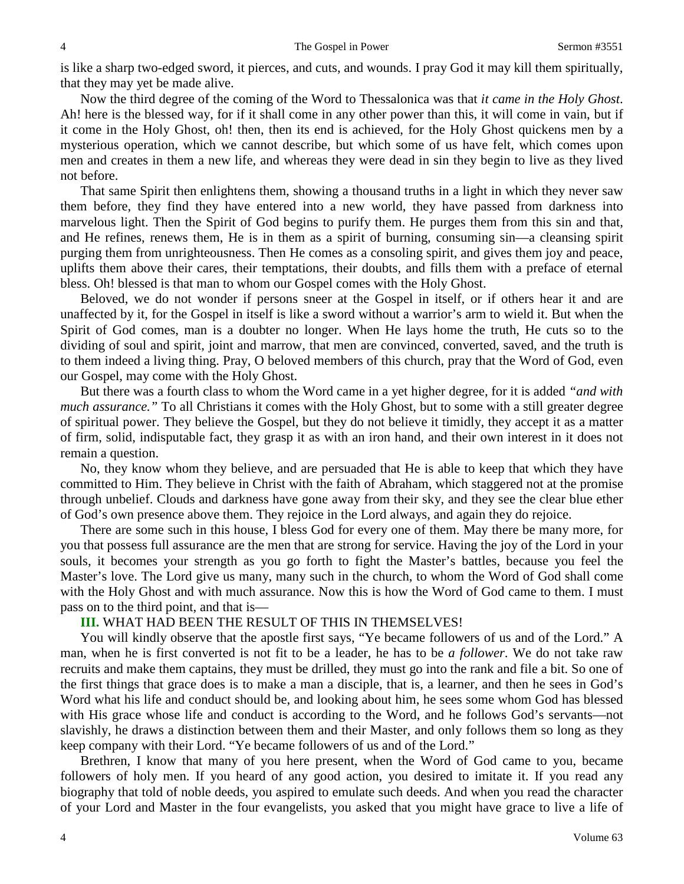is like a sharp two-edged sword, it pierces, and cuts, and wounds. I pray God it may kill them spiritually, that they may yet be made alive.

Now the third degree of the coming of the Word to Thessalonica was that *it came in the Holy Ghost*. Ah! here is the blessed way, for if it shall come in any other power than this, it will come in vain, but if it come in the Holy Ghost, oh! then, then its end is achieved, for the Holy Ghost quickens men by a mysterious operation, which we cannot describe, but which some of us have felt, which comes upon men and creates in them a new life, and whereas they were dead in sin they begin to live as they lived not before.

That same Spirit then enlightens them, showing a thousand truths in a light in which they never saw them before, they find they have entered into a new world, they have passed from darkness into marvelous light. Then the Spirit of God begins to purify them. He purges them from this sin and that, and He refines, renews them, He is in them as a spirit of burning, consuming sin—a cleansing spirit purging them from unrighteousness. Then He comes as a consoling spirit, and gives them joy and peace, uplifts them above their cares, their temptations, their doubts, and fills them with a preface of eternal bless. Oh! blessed is that man to whom our Gospel comes with the Holy Ghost.

Beloved, we do not wonder if persons sneer at the Gospel in itself, or if others hear it and are unaffected by it, for the Gospel in itself is like a sword without a warrior's arm to wield it. But when the Spirit of God comes, man is a doubter no longer. When He lays home the truth, He cuts so to the dividing of soul and spirit, joint and marrow, that men are convinced, converted, saved, and the truth is to them indeed a living thing. Pray, O beloved members of this church, pray that the Word of God, even our Gospel, may come with the Holy Ghost.

But there was a fourth class to whom the Word came in a yet higher degree, for it is added *"and with much assurance."* To all Christians it comes with the Holy Ghost, but to some with a still greater degree of spiritual power. They believe the Gospel, but they do not believe it timidly, they accept it as a matter of firm, solid, indisputable fact, they grasp it as with an iron hand, and their own interest in it does not remain a question.

No, they know whom they believe, and are persuaded that He is able to keep that which they have committed to Him. They believe in Christ with the faith of Abraham, which staggered not at the promise through unbelief. Clouds and darkness have gone away from their sky, and they see the clear blue ether of God's own presence above them. They rejoice in the Lord always, and again they do rejoice.

There are some such in this house, I bless God for every one of them. May there be many more, for you that possess full assurance are the men that are strong for service. Having the joy of the Lord in your souls, it becomes your strength as you go forth to fight the Master's battles, because you feel the Master's love. The Lord give us many, many such in the church, to whom the Word of God shall come with the Holy Ghost and with much assurance. Now this is how the Word of God came to them. I must pass on to the third point, and that is—

**III.** WHAT HAD BEEN THE RESULT OF THIS IN THEMSELVES!

You will kindly observe that the apostle first says, "Ye became followers of us and of the Lord." A man, when he is first converted is not fit to be a leader, he has to be *a follower*. We do not take raw recruits and make them captains, they must be drilled, they must go into the rank and file a bit. So one of the first things that grace does is to make a man a disciple, that is, a learner, and then he sees in God's Word what his life and conduct should be, and looking about him, he sees some whom God has blessed with His grace whose life and conduct is according to the Word, and he follows God's servants—not slavishly, he draws a distinction between them and their Master, and only follows them so long as they keep company with their Lord. "Ye became followers of us and of the Lord."

Brethren, I know that many of you here present, when the Word of God came to you, became followers of holy men. If you heard of any good action, you desired to imitate it. If you read any biography that told of noble deeds, you aspired to emulate such deeds. And when you read the character of your Lord and Master in the four evangelists, you asked that you might have grace to live a life of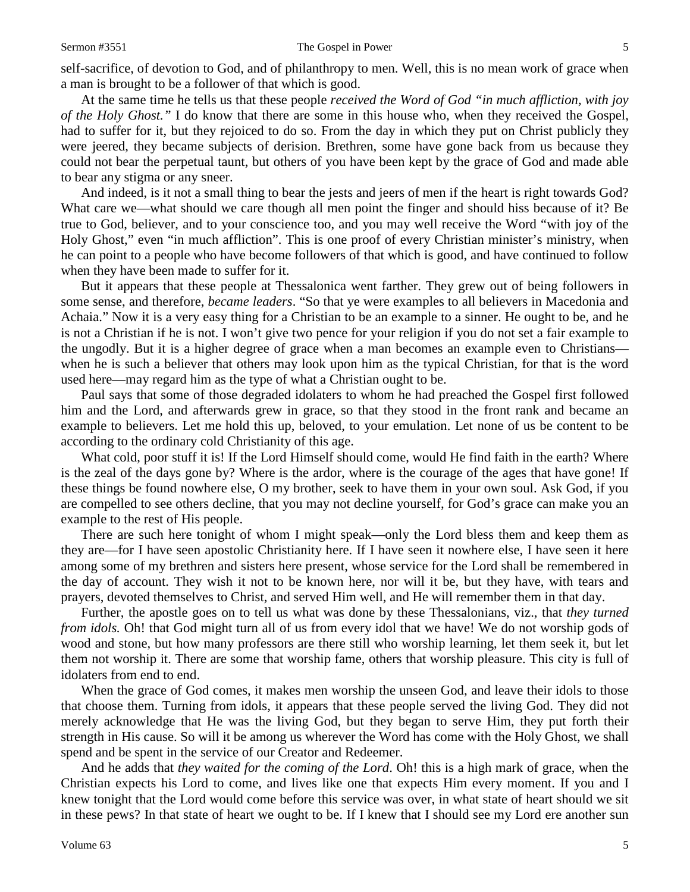self-sacrifice, of devotion to God, and of philanthropy to men. Well, this is no mean work of grace when a man is brought to be a follower of that which is good.

At the same time he tells us that these people *received the Word of God "in much affliction, with joy of the Holy Ghost."* I do know that there are some in this house who, when they received the Gospel, had to suffer for it, but they rejoiced to do so. From the day in which they put on Christ publicly they were jeered, they became subjects of derision. Brethren, some have gone back from us because they could not bear the perpetual taunt, but others of you have been kept by the grace of God and made able to bear any stigma or any sneer.

And indeed, is it not a small thing to bear the jests and jeers of men if the heart is right towards God? What care we—what should we care though all men point the finger and should hiss because of it? Be true to God, believer, and to your conscience too, and you may well receive the Word "with joy of the Holy Ghost," even "in much affliction". This is one proof of every Christian minister's ministry, when he can point to a people who have become followers of that which is good, and have continued to follow when they have been made to suffer for it.

But it appears that these people at Thessalonica went farther. They grew out of being followers in some sense, and therefore, *became leaders*. "So that ye were examples to all believers in Macedonia and Achaia." Now it is a very easy thing for a Christian to be an example to a sinner. He ought to be, and he is not a Christian if he is not. I won't give two pence for your religion if you do not set a fair example to the ungodly. But it is a higher degree of grace when a man becomes an example even to Christians—when he is such a believer that others may look upon him as the typical Christian, for that is the word used here—may regard him as the type of what a Christian ought to be.

Paul says that some of those degraded idolaters to whom he had preached the Gospel first followed him and the Lord, and afterwards grew in grace, so that they stood in the front rank and became an example to believers. Let me hold this up, beloved, to your emulation. Let none of us be content to be according to the ordinary cold Christianity of this age.

What cold, poor stuff it is! If the Lord Himself should come, would He find faith in the earth? Where is the zeal of the days gone by? Where is the ardor, where is the courage of the ages that have gone! If these things be found nowhere else, O my brother, seek to have them in your own soul. Ask God, if you are compelled to see others decline, that you may not decline yourself, for God's grace can make you an example to the rest of His people.

There are such here tonight of whom I might speak—only the Lord bless them and keep them as they are—for I have seen apostolic Christianity here. If I have seen it nowhere else, I have seen it here among some of my brethren and sisters here present, whose service for the Lord shall be remembered in the day of account. They wish it not to be known here, nor will it be, but they have, with tears and prayers, devoted themselves to Christ, and served Him well, and He will remember them in that day.

Further, the apostle goes on to tell us what was done by these Thessalonians, viz., that *they turned from idols.* Oh! that God might turn all of us from every idol that we have! We do not worship gods of wood and stone, but how many professors are there still who worship learning, let them seek it, but let them not worship it. There are some that worship fame, others that worship pleasure. This city is full of idolaters from end to end.

When the grace of God comes, it makes men worship the unseen God, and leave their idols to those that choose them. Turning from idols, it appears that these people served the living God. They did not merely acknowledge that He was the living God, but they began to serve Him, they put forth their strength in His cause. So will it be among us wherever the Word has come with the Holy Ghost, we shall spend and be spent in the service of our Creator and Redeemer.

And he adds that *they waited for the coming of the Lord*. Oh! this is a high mark of grace, when the Christian expects his Lord to come, and lives like one that expects Him every moment. If you and I knew tonight that the Lord would come before this service was over, in what state of heart should we sit in these pews? In that state of heart we ought to be. If I knew that I should see my Lord ere another sun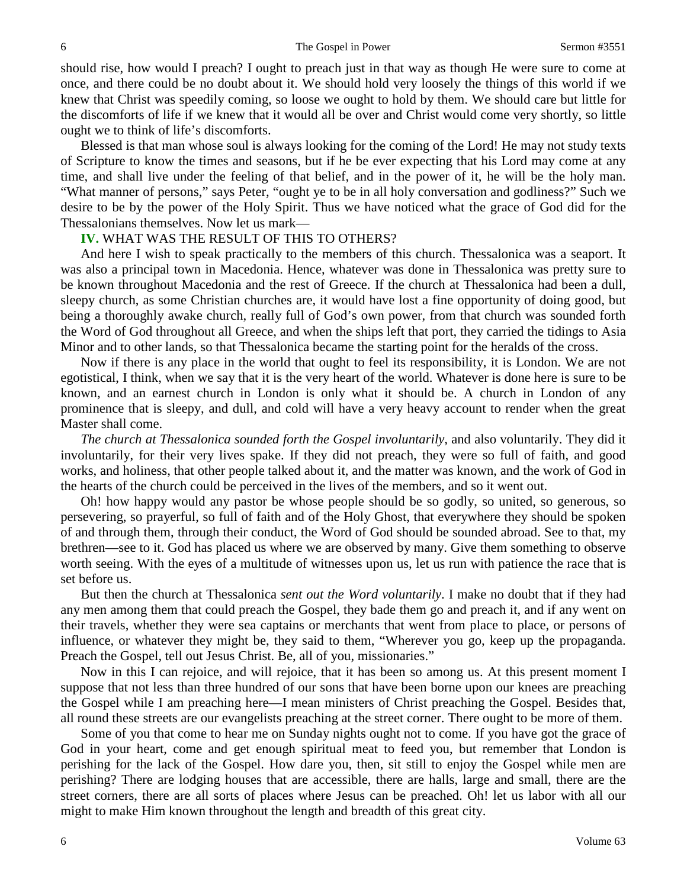should rise, how would I preach? I ought to preach just in that way as though He were sure to come at once, and there could be no doubt about it. We should hold very loosely the things of this world if we knew that Christ was speedily coming, so loose we ought to hold by them. We should care but little for the discomforts of life if we knew that it would all be over and Christ would come very shortly, so little ought we to think of life's discomforts.

Blessed is that man whose soul is always looking for the coming of the Lord! He may not study texts of Scripture to know the times and seasons, but if he be ever expecting that his Lord may come at any time, and shall live under the feeling of that belief, and in the power of it, he will be the holy man. "What manner of persons," says Peter, "ought ye to be in all holy conversation and godliness?" Such we desire to be by the power of the Holy Spirit. Thus we have noticed what the grace of God did for the Thessalonians themselves. Now let us mark—

**IV.** WHAT WAS THE RESULT OF THIS TO OTHERS?

And here I wish to speak practically to the members of this church. Thessalonica was a seaport. It was also a principal town in Macedonia. Hence, whatever was done in Thessalonica was pretty sure to be known throughout Macedonia and the rest of Greece. If the church at Thessalonica had been a dull, sleepy church, as some Christian churches are, it would have lost a fine opportunity of doing good, but being a thoroughly awake church, really full of God's own power, from that church was sounded forth the Word of God throughout all Greece, and when the ships left that port, they carried the tidings to Asia Minor and to other lands, so that Thessalonica became the starting point for the heralds of the cross.

Now if there is any place in the world that ought to feel its responsibility, it is London. We are not egotistical, I think, when we say that it is the very heart of the world. Whatever is done here is sure to be known, and an earnest church in London is only what it should be. A church in London of any prominence that is sleepy, and dull, and cold will have a very heavy account to render when the great Master shall come.

*The church at Thessalonica sounded forth the Gospel involuntarily,* and also voluntarily. They did it involuntarily, for their very lives spake. If they did not preach, they were so full of faith, and good works, and holiness, that other people talked about it, and the matter was known, and the work of God in the hearts of the church could be perceived in the lives of the members, and so it went out.

Oh! how happy would any pastor be whose people should be so godly, so united, so generous, so persevering, so prayerful, so full of faith and of the Holy Ghost, that everywhere they should be spoken of and through them, through their conduct, the Word of God should be sounded abroad. See to that, my brethren—see to it. God has placed us where we are observed by many. Give them something to observe worth seeing. With the eyes of a multitude of witnesses upon us, let us run with patience the race that is set before us.

But then the church at Thessalonica *sent out the Word voluntarily*. I make no doubt that if they had any men among them that could preach the Gospel, they bade them go and preach it, and if any went on their travels, whether they were sea captains or merchants that went from place to place, or persons of influence, or whatever they might be, they said to them, "Wherever you go, keep up the propaganda. Preach the Gospel, tell out Jesus Christ. Be, all of you, missionaries."

Now in this I can rejoice, and will rejoice, that it has been so among us. At this present moment I suppose that not less than three hundred of our sons that have been borne upon our knees are preaching the Gospel while I am preaching here—I mean ministers of Christ preaching the Gospel. Besides that, all round these streets are our evangelists preaching at the street corner. There ought to be more of them.

Some of you that come to hear me on Sunday nights ought not to come. If you have got the grace of God in your heart, come and get enough spiritual meat to feed you, but remember that London is perishing for the lack of the Gospel. How dare you, then, sit still to enjoy the Gospel while men are perishing? There are lodging houses that are accessible, there are halls, large and small, there are the street corners, there are all sorts of places where Jesus can be preached. Oh! let us labor with all our might to make Him known throughout the length and breadth of this great city.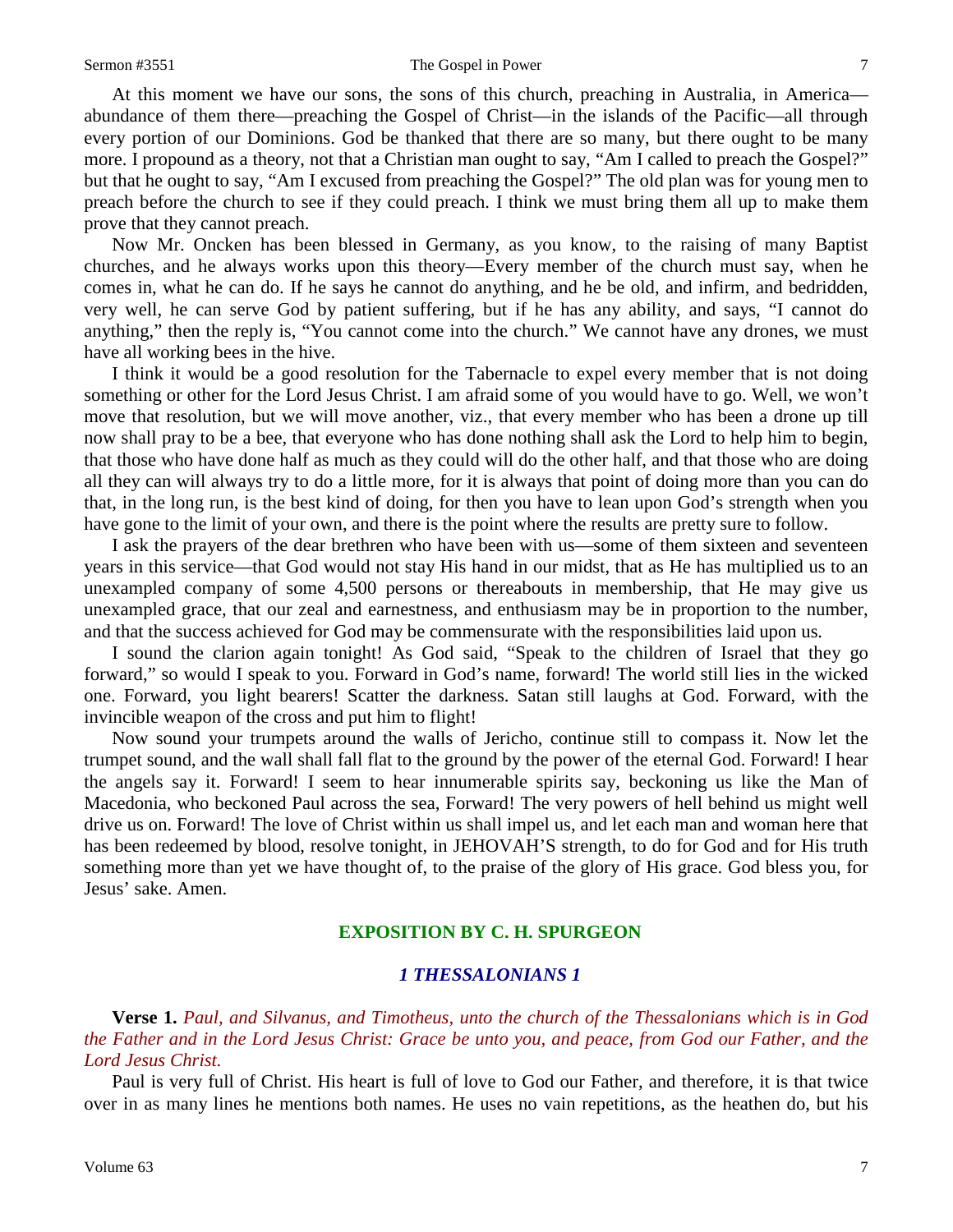At this moment we have our sons, the sons of this church, preaching in Australia, in America—abundance of them there—preaching the Gospel of Christ—in the islands of the Pacific—all through every portion of our Dominions. God be thanked that there are so many, but there ought to be many more. I propound as a theory, not that a Christian man ought to say, "Am I called to preach the Gospel?" but that he ought to say, "Am I excused from preaching the Gospel?" The old plan was for young men to preach before the church to see if they could preach. I think we must bring them all up to make them prove that they cannot preach.

Now Mr. Oncken has been blessed in Germany, as you know, to the raising of many Baptist churches, and he always works upon this theory—Every member of the church must say, when he comes in, what he can do. If he says he cannot do anything, and he be old, and infirm, and bedridden, very well, he can serve God by patient suffering, but if he has any ability, and says, "I cannot do anything," then the reply is, "You cannot come into the church." We cannot have any drones, we must have all working bees in the hive.

I think it would be a good resolution for the Tabernacle to expel every member that is not doing something or other for the Lord Jesus Christ. I am afraid some of you would have to go. Well, we won't move that resolution, but we will move another, viz., that every member who has been a drone up till now shall pray to be a bee, that everyone who has done nothing shall ask the Lord to help him to begin, that those who have done half as much as they could will do the other half, and that those who are doing all they can will always try to do a little more, for it is always that point of doing more than you can do that, in the long run, is the best kind of doing, for then you have to lean upon God's strength when you have gone to the limit of your own, and there is the point where the results are pretty sure to follow.

I ask the prayers of the dear brethren who have been with us—some of them sixteen and seventeen years in this service—that God would not stay His hand in our midst, that as He has multiplied us to an unexampled company of some 4,500 persons or thereabouts in membership, that He may give us unexampled grace, that our zeal and earnestness, and enthusiasm may be in proportion to the number, and that the success achieved for God may be commensurate with the responsibilities laid upon us.

I sound the clarion again tonight! As God said, "Speak to the children of Israel that they go forward," so would I speak to you. Forward in God's name, forward! The world still lies in the wicked one. Forward, you light bearers! Scatter the darkness. Satan still laughs at God. Forward, with the invincible weapon of the cross and put him to flight!

Now sound your trumpets around the walls of Jericho, continue still to compass it. Now let the trumpet sound, and the wall shall fall flat to the ground by the power of the eternal God. Forward! I hear the angels say it. Forward! I seem to hear innumerable spirits say, beckoning us like the Man of Macedonia, who beckoned Paul across the sea, Forward! The very powers of hell behind us might well drive us on. Forward! The love of Christ within us shall impel us, and let each man and woman here that has been redeemed by blood, resolve tonight, in JEHOVAH'S strength, to do for God and for His truth something more than yet we have thought of, to the praise of the glory of His grace. God bless you, for Jesus' sake. Amen.

## EXPOSITION BY C. H. SPURGEON

### *1 THESSALONIANS 1*

**Verse 1.** *Paul, and Silvanus, and Timotheus, unto the church of the Thessalonians which is in God the Father and in the Lord Jesus Christ: Grace be unto you, and peace, from God our Father, and the Lord Jesus Christ.*

Paul is very full of Christ. His heart is full of love to God our Father, and therefore, it is that twice over in as many lines he mentions both names. He uses no vain repetitions, as the heathen do, but his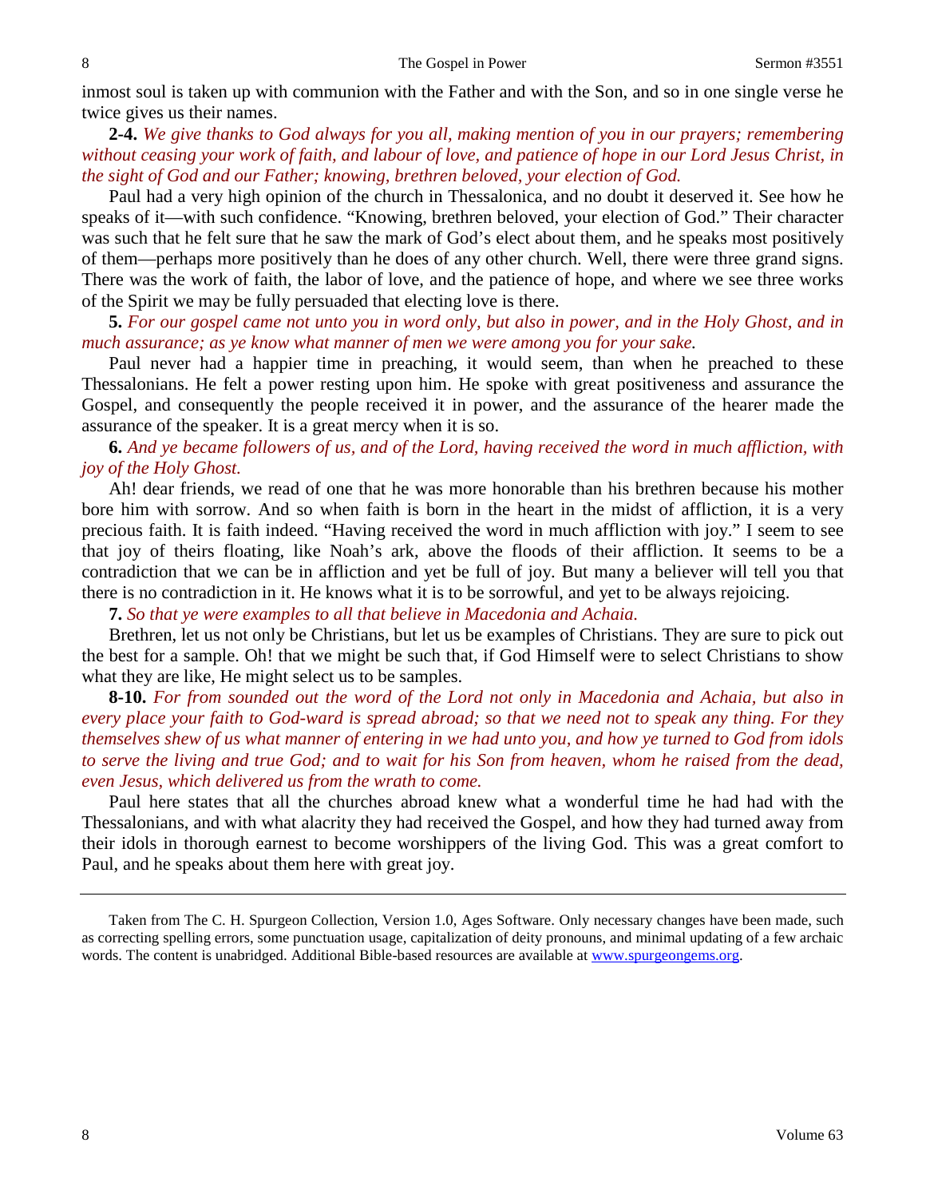inmost soul is taken up with communion with the Father and with the Son, and so in one single verse he twice gives us their names.

**2-4.** *We give thanks to God always for you all, making mention of you in our prayers; remembering without ceasing your work of faith, and labour of love, and patience of hope in our Lord Jesus Christ, in the sight of God and our Father; knowing, brethren beloved, your election of God.*

Paul had a very high opinion of the church in Thessalonica, and no doubt it deserved it. See how he speaks of it—with such confidence. "Knowing, brethren beloved, your election of God." Their character was such that he felt sure that he saw the mark of God's elect about them, and he speaks most positively of them—perhaps more positively than he does of any other church. Well, there were three grand signs. There was the work of faith, the labor of love, and the patience of hope, and where we see three works of the Spirit we may be fully persuaded that electing love is there.

**5.** *For our gospel came not unto you in word only, but also in power, and in the Holy Ghost, and in much assurance; as ye know what manner of men we were among you for your sake.*

Paul never had a happier time in preaching, it would seem, than when he preached to these Thessalonians. He felt a power resting upon him. He spoke with great positiveness and assurance the Gospel, and consequently the people received it in power, and the assurance of the hearer made the assurance of the speaker. It is a great mercy when it is so.

**6.** *And ye became followers of us, and of the Lord, having received the word in much affliction, with joy of the Holy Ghost.*

Ah! dear friends, we read of one that he was more honorable than his brethren because his mother bore him with sorrow. And so when faith is born in the heart in the midst of affliction, it is a very precious faith. It is faith indeed. "Having received the word in much affliction with joy." I seem to see that joy of theirs floating, like Noah's ark, above the floods of their affliction. It seems to be a contradiction that we can be in affliction and yet be full of joy. But many a believer will tell you that there is no contradiction in it. He knows what it is to be sorrowful, and yet to be always rejoicing.

**7.** *So that ye were examples to all that believe in Macedonia and Achaia.*

Brethren, let us not only be Christians, but let us be examples of Christians. They are sure to pick out the best for a sample. Oh! that we might be such that, if God Himself were to select Christians to show what they are like, He might select us to be samples.

**8-10.** *For from sounded out the word of the Lord not only in Macedonia and Achaia, but also in every place your faith to God-ward is spread abroad; so that we need not to speak any thing. For they themselves shew of us what manner of entering in we had unto you, and how ye turned to God from idols to serve the living and true God; and to wait for his Son from heaven, whom he raised from the dead, even Jesus, which delivered us from the wrath to come.*

Paul here states that all the churches abroad knew what a wonderful time he had had with the Thessalonians, and with what alacrity they had received the Gospel, and how they had turned away from their idols in thorough earnest to become worshippers of the living God. This was a great comfort to Paul, and he speaks about them here with great joy.

---

Taken from The C. H. Spurgeon Collection, Version 1.0, Ages Software. Only necessary changes have been made, such as correcting spelling errors, some punctuation usage, capitalization of deity pronouns, and minimal updating of a few archaic words. The content is unabridged. Additional Bible-based resources are available at www.spurgeongems.org.